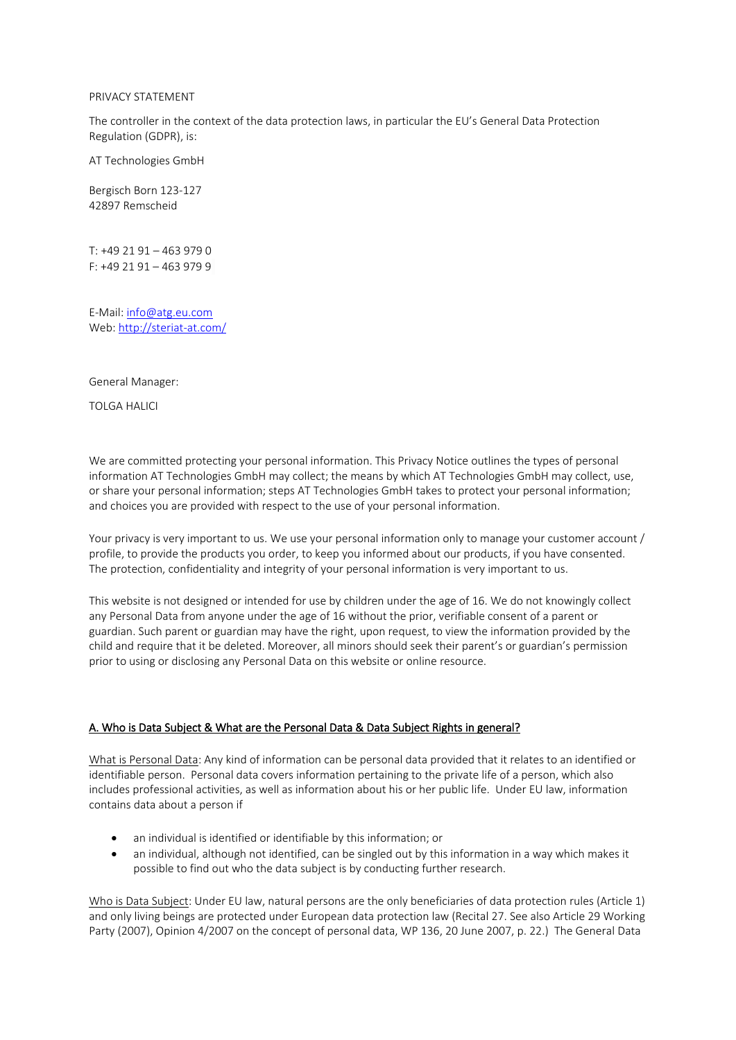PRIVACY STATEMENT

The controller in the context of the data protection laws, in particular the EU's General Data Protection Regulation (GDPR), is:

AT Technologies GmbH

Bergisch Born 123-127
42897 Remscheid

T: +49 21 91 – 463 979 0
F: +49 21 91 – 463 979 9

E-Mail: info@atg.eu.com
Web: http://steriat-at.com/

General Manager:

TOLGA HALICI

We are committed protecting your personal information. This Privacy Notice outlines the types of personal information AT Technologies GmbH may collect; the means by which AT Technologies GmbH may collect, use, or share your personal information; steps AT Technologies GmbH takes to protect your personal information; and choices you are provided with respect to the use of your personal information.

Your privacy is very important to us. We use your personal information only to manage your customer account / profile, to provide the products you order, to keep you informed about our products, if you have consented. The protection, confidentiality and integrity of your personal information is very important to us.

This website is not designed or intended for use by children under the age of 16. We do not knowingly collect any Personal Data from anyone under the age of 16 without the prior, verifiable consent of a parent or guardian. Such parent or guardian may have the right, upon request, to view the information provided by the child and require that it be deleted. Moreover, all minors should seek their parent's or guardian's permission prior to using or disclosing any Personal Data on this website or online resource.

## A. Who is Data Subject & What are the Personal Data & Data Subject Rights in general?

What is Personal Data: Any kind of information can be personal data provided that it relates to an identified or identifiable person. Personal data covers information pertaining to the private life of a person, which also includes professional activities, as well as information about his or her public life. Under EU law, information contains data about a person if

- an individual is identified or identifiable by this information; or
- an individual, although not identified, can be singled out by this information in a way which makes it possible to find out who the data subject is by conducting further research.

Who is Data Subject: Under EU law, natural persons are the only beneficiaries of data protection rules (Article 1) and only living beings are protected under European data protection law (Recital 27. See also Article 29 Working Party (2007), Opinion 4/2007 on the concept of personal data, WP 136, 20 June 2007, p. 22.) The General Data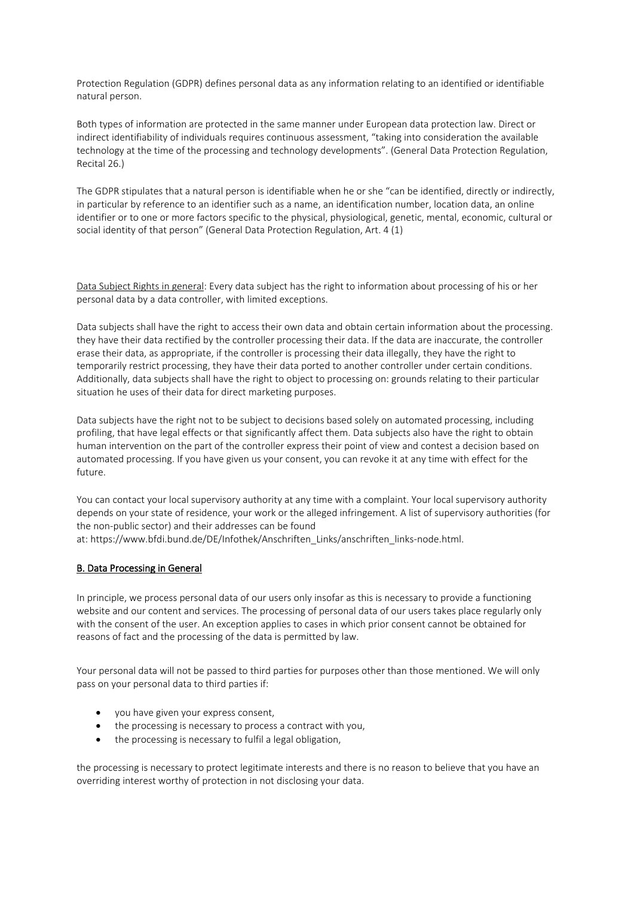Protection Regulation (GDPR) defines personal data as any information relating to an identified or identifiable natural person.

Both types of information are protected in the same manner under European data protection law. Direct or indirect identifiability of individuals requires continuous assessment, "taking into consideration the available technology at the time of the processing and technology developments". (General Data Protection Regulation, Recital 26.)

The GDPR stipulates that a natural person is identifiable when he or she "can be identified, directly or indirectly, in particular by reference to an identifier such as a name, an identification number, location data, an online identifier or to one or more factors specific to the physical, physiological, genetic, mental, economic, cultural or social identity of that person" (General Data Protection Regulation, Art. 4 (1)

Data Subject Rights in general: Every data subject has the right to information about processing of his or her personal data by a data controller, with limited exceptions.

Data subjects shall have the right to access their own data and obtain certain information about the processing. they have their data rectified by the controller processing their data. If the data are inaccurate, the controller erase their data, as appropriate, if the controller is processing their data illegally, they have the right to temporarily restrict processing, they have their data ported to another controller under certain conditions. Additionally, data subjects shall have the right to object to processing on: grounds relating to their particular situation he uses of their data for direct marketing purposes.

Data subjects have the right not to be subject to decisions based solely on automated processing, including profiling, that have legal effects or that significantly affect them. Data subjects also have the right to obtain human intervention on the part of the controller express their point of view and contest a decision based on automated processing. If you have given us your consent, you can revoke it at any time with effect for the future.

You can contact your local supervisory authority at any time with a complaint. Your local supervisory authority depends on your state of residence, your work or the alleged infringement. A list of supervisory authorities (for the non-public sector) and their addresses can be found at: https://www.bfdi.bund.de/DE/Infothek/Anschriften_Links/anschriften_links-node.html.

## B. Data Processing in General

In principle, we process personal data of our users only insofar as this is necessary to provide a functioning website and our content and services. The processing of personal data of our users takes place regularly only with the consent of the user. An exception applies to cases in which prior consent cannot be obtained for reasons of fact and the processing of the data is permitted by law.

Your personal data will not be passed to third parties for purposes other than those mentioned. We will only pass on your personal data to third parties if:

- you have given your express consent,
- the processing is necessary to process a contract with you,
- the processing is necessary to fulfil a legal obligation,

the processing is necessary to protect legitimate interests and there is no reason to believe that you have an overriding interest worthy of protection in not disclosing your data.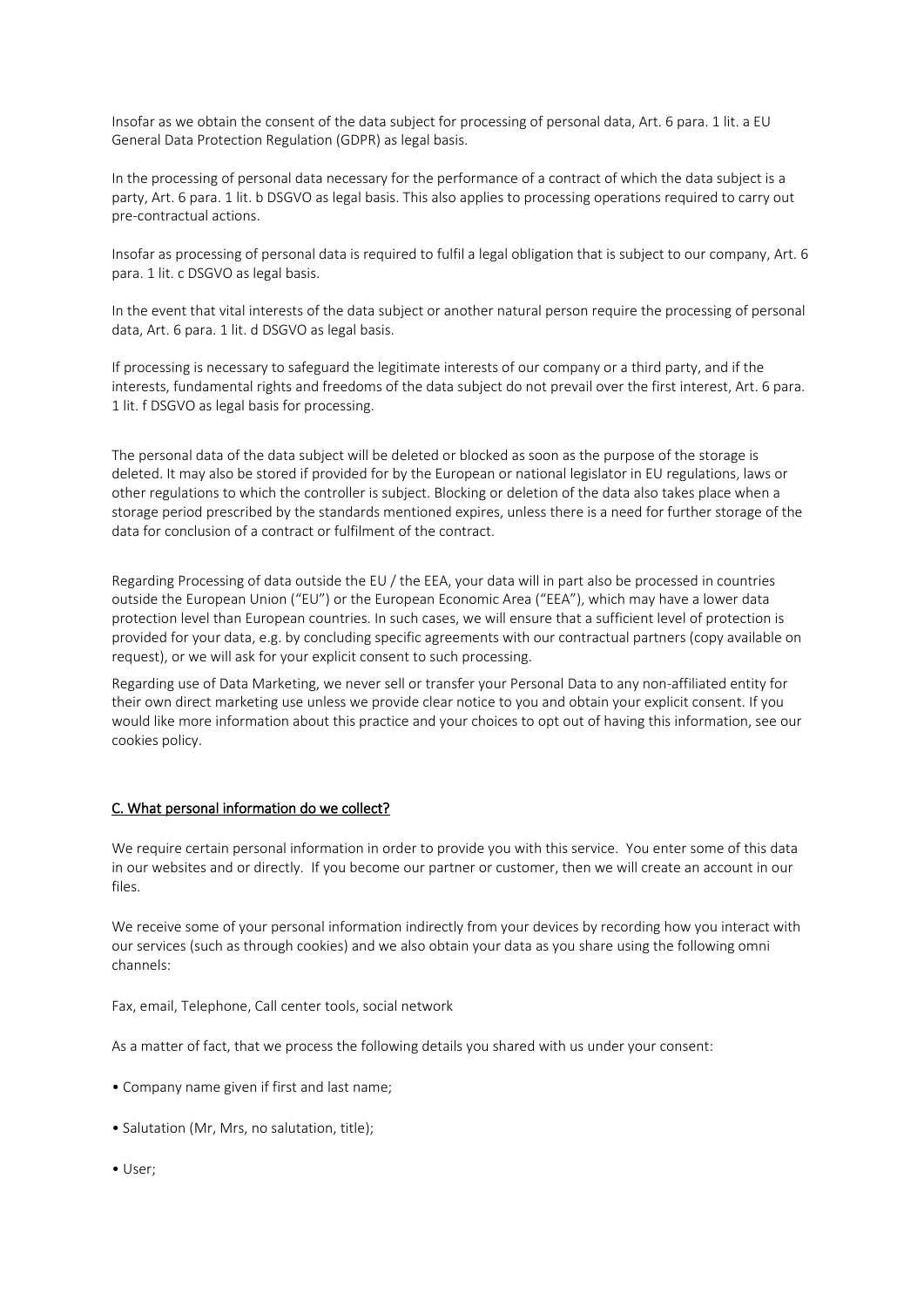Insofar as we obtain the consent of the data subject for processing of personal data, Art. 6 para. 1 lit. a EU General Data Protection Regulation (GDPR) as legal basis.

In the processing of personal data necessary for the performance of a contract of which the data subject is a party, Art. 6 para. 1 lit. b DSGVO as legal basis. This also applies to processing operations required to carry out pre-contractual actions.

Insofar as processing of personal data is required to fulfil a legal obligation that is subject to our company, Art. 6 para. 1 lit. c DSGVO as legal basis.

In the event that vital interests of the data subject or another natural person require the processing of personal data, Art. 6 para. 1 lit. d DSGVO as legal basis.

If processing is necessary to safeguard the legitimate interests of our company or a third party, and if the interests, fundamental rights and freedoms of the data subject do not prevail over the first interest, Art. 6 para. 1 lit. f DSGVO as legal basis for processing.

The personal data of the data subject will be deleted or blocked as soon as the purpose of the storage is deleted. It may also be stored if provided for by the European or national legislator in EU regulations, laws or other regulations to which the controller is subject. Blocking or deletion of the data also takes place when a storage period prescribed by the standards mentioned expires, unless there is a need for further storage of the data for conclusion of a contract or fulfilment of the contract.

Regarding Processing of data outside the EU / the EEA, your data will in part also be processed in countries outside the European Union ("EU") or the European Economic Area ("EEA"), which may have a lower data protection level than European countries. In such cases, we will ensure that a sufficient level of protection is provided for your data, e.g. by concluding specific agreements with our contractual partners (copy available on request), or we will ask for your explicit consent to such processing.

Regarding use of Data Marketing, we never sell or transfer your Personal Data to any non-affiliated entity for their own direct marketing use unless we provide clear notice to you and obtain your explicit consent. If you would like more information about this practice and your choices to opt out of having this information, see our cookies policy.

## C. What personal information do we collect?

We require certain personal information in order to provide you with this service. You enter some of this data in our websites and or directly. If you become our partner or customer, then we will create an account in our files.

We receive some of your personal information indirectly from your devices by recording how you interact with our services (such as through cookies) and we also obtain your data as you share using the following omni channels:

Fax, email, Telephone, Call center tools, social network

As a matter of fact, that we process the following details you shared with us under your consent:

- Company name given if first and last name;
- Salutation (Mr, Mrs, no salutation, title);
- User;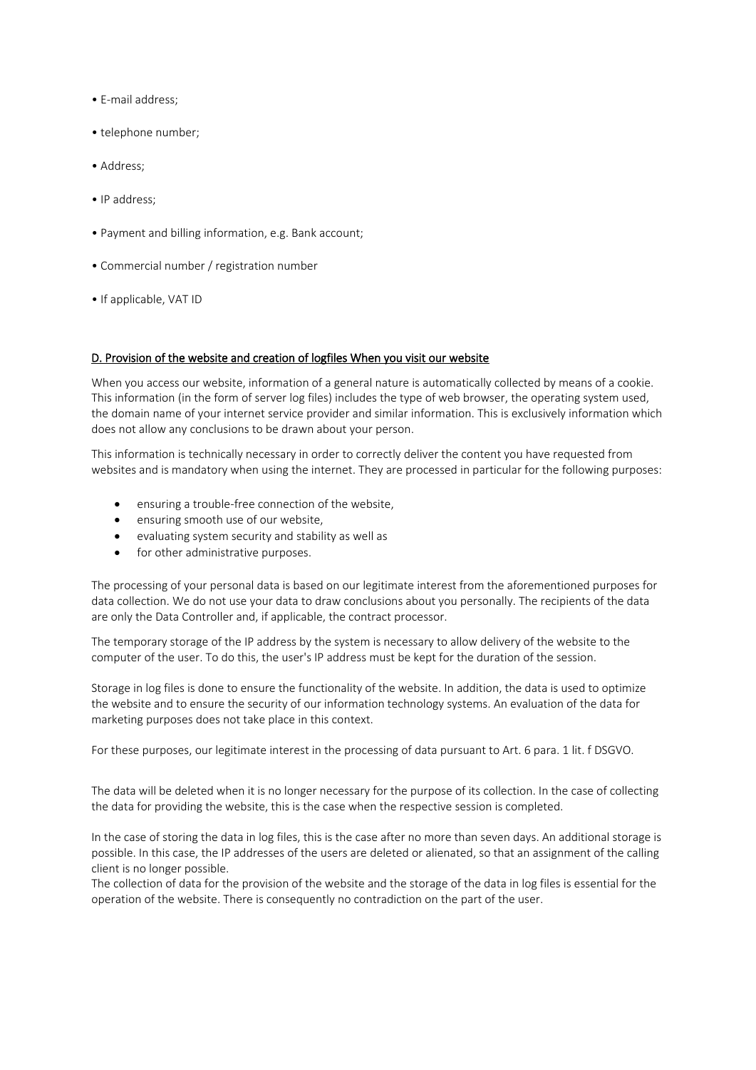- E-mail address;
- telephone number;
- Address;
- IP address;
- Payment and billing information, e.g. Bank account;
- Commercial number / registration number
- If applicable, VAT ID

## D. Provision of the website and creation of logfiles When you visit our website

When you access our website, information of a general nature is automatically collected by means of a cookie. This information (in the form of server log files) includes the type of web browser, the operating system used, the domain name of your internet service provider and similar information. This is exclusively information which does not allow any conclusions to be drawn about your person.

This information is technically necessary in order to correctly deliver the content you have requested from websites and is mandatory when using the internet. They are processed in particular for the following purposes:

- ensuring a trouble-free connection of the website,
- ensuring smooth use of our website,
- evaluating system security and stability as well as
- for other administrative purposes.

The processing of your personal data is based on our legitimate interest from the aforementioned purposes for data collection. We do not use your data to draw conclusions about you personally. The recipients of the data are only the Data Controller and, if applicable, the contract processor.

The temporary storage of the IP address by the system is necessary to allow delivery of the website to the computer of the user. To do this, the user's IP address must be kept for the duration of the session.

Storage in log files is done to ensure the functionality of the website. In addition, the data is used to optimize the website and to ensure the security of our information technology systems. An evaluation of the data for marketing purposes does not take place in this context.

For these purposes, our legitimate interest in the processing of data pursuant to Art. 6 para. 1 lit. f DSGVO.

The data will be deleted when it is no longer necessary for the purpose of its collection. In the case of collecting the data for providing the website, this is the case when the respective session is completed.

In the case of storing the data in log files, this is the case after no more than seven days. An additional storage is possible. In this case, the IP addresses of the users are deleted or alienated, so that an assignment of the calling client is no longer possible.
The collection of data for the provision of the website and the storage of the data in log files is essential for the operation of the website. There is consequently no contradiction on the part of the user.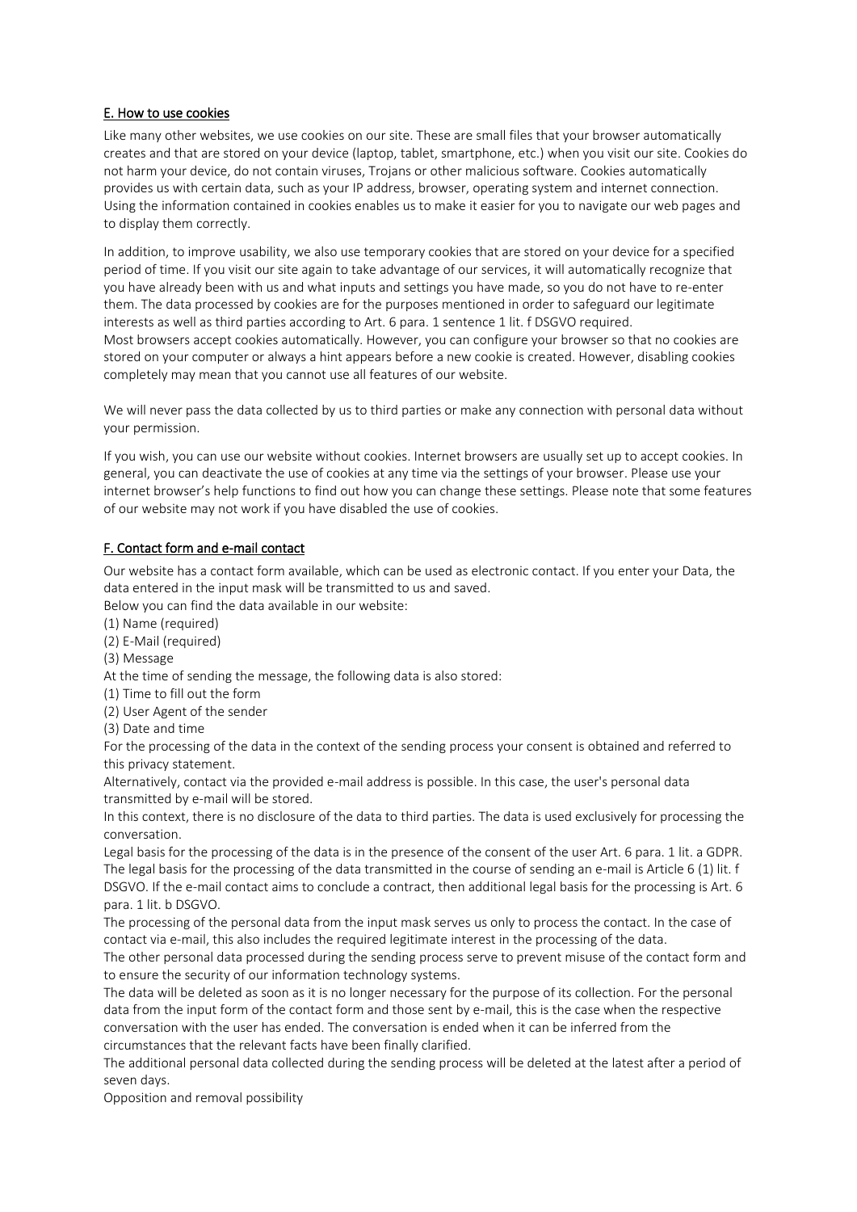## E. How to use cookies

Like many other websites, we use cookies on our site. These are small files that your browser automatically creates and that are stored on your device (laptop, tablet, smartphone, etc.) when you visit our site. Cookies do not harm your device, do not contain viruses, Trojans or other malicious software. Cookies automatically provides us with certain data, such as your IP address, browser, operating system and internet connection. Using the information contained in cookies enables us to make it easier for you to navigate our web pages and to display them correctly.

In addition, to improve usability, we also use temporary cookies that are stored on your device for a specified period of time. If you visit our site again to take advantage of our services, it will automatically recognize that you have already been with us and what inputs and settings you have made, so you do not have to re-enter them. The data processed by cookies are for the purposes mentioned in order to safeguard our legitimate interests as well as third parties according to Art. 6 para. 1 sentence 1 lit. f DSGVO required.
Most browsers accept cookies automatically. However, you can configure your browser so that no cookies are stored on your computer or always a hint appears before a new cookie is created. However, disabling cookies completely may mean that you cannot use all features of our website.

We will never pass the data collected by us to third parties or make any connection with personal data without your permission.

If you wish, you can use our website without cookies. Internet browsers are usually set up to accept cookies. In general, you can deactivate the use of cookies at any time via the settings of your browser. Please use your internet browser's help functions to find out how you can change these settings. Please note that some features of our website may not work if you have disabled the use of cookies.

## F. Contact form and e-mail contact

Our website has a contact form available, which can be used as electronic contact. If you enter your Data, the data entered in the input mask will be transmitted to us and saved.
Below you can find the data available in our website:
(1) Name (required)
(2) E-Mail (required)
(3) Message
At the time of sending the message, the following data is also stored:
(1) Time to fill out the form
(2) User Agent of the sender
(3) Date and time
For the processing of the data in the context of the sending process your consent is obtained and referred to this privacy statement.
Alternatively, contact via the provided e-mail address is possible. In this case, the user's personal data transmitted by e-mail will be stored.
In this context, there is no disclosure of the data to third parties. The data is used exclusively for processing the conversation.
Legal basis for the processing of the data is in the presence of the consent of the user Art. 6 para. 1 lit. a GDPR. The legal basis for the processing of the data transmitted in the course of sending an e-mail is Article 6 (1) lit. f DSGVO. If the e-mail contact aims to conclude a contract, then additional legal basis for the processing is Art. 6 para. 1 lit. b DSGVO.
The processing of the personal data from the input mask serves us only to process the contact. In the case of contact via e-mail, this also includes the required legitimate interest in the processing of the data.
The other personal data processed during the sending process serve to prevent misuse of the contact form and to ensure the security of our information technology systems.
The data will be deleted as soon as it is no longer necessary for the purpose of its collection. For the personal data from the input form of the contact form and those sent by e-mail, this is the case when the respective conversation with the user has ended. The conversation is ended when it can be inferred from the circumstances that the relevant facts have been finally clarified.
The additional personal data collected during the sending process will be deleted at the latest after a period of seven days.
Opposition and removal possibility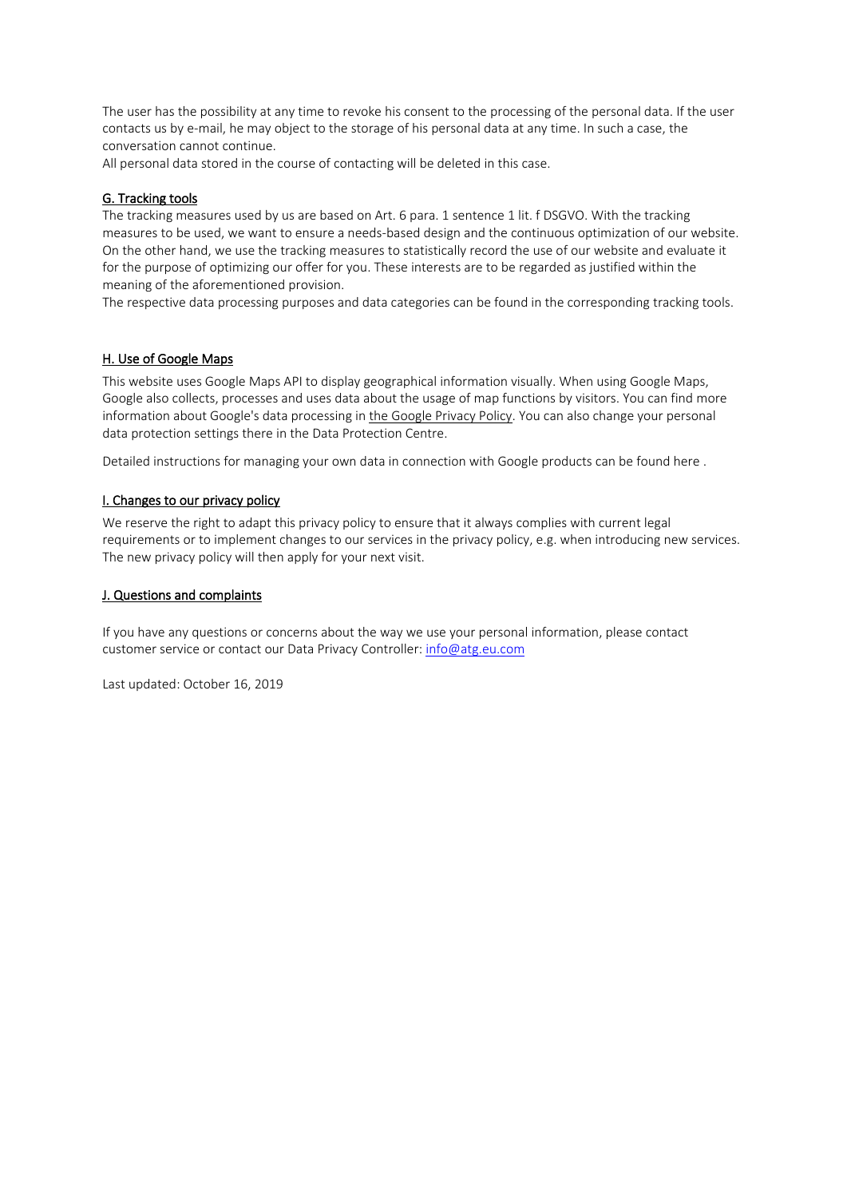The user has the possibility at any time to revoke his consent to the processing of the personal data. If the user contacts us by e-mail, he may object to the storage of his personal data at any time. In such a case, the conversation cannot continue.

All personal data stored in the course of contacting will be deleted in this case.

## G. Tracking tools

The tracking measures used by us are based on Art. 6 para. 1 sentence 1 lit. f DSGVO. With the tracking measures to be used, we want to ensure a needs-based design and the continuous optimization of our website. On the other hand, we use the tracking measures to statistically record the use of our website and evaluate it for the purpose of optimizing our offer for you. These interests are to be regarded as justified within the meaning of the aforementioned provision.

The respective data processing purposes and data categories can be found in the corresponding tracking tools.

## H. Use of Google Maps

This website uses Google Maps API to display geographical information visually. When using Google Maps, Google also collects, processes and uses data about the usage of map functions by visitors. You can find more information about Google's data processing in the Google Privacy Policy. You can also change your personal data protection settings there in the Data Protection Centre.

Detailed instructions for managing your own data in connection with Google products can be found here .

## I. Changes to our privacy policy

We reserve the right to adapt this privacy policy to ensure that it always complies with current legal requirements or to implement changes to our services in the privacy policy, e.g. when introducing new services. The new privacy policy will then apply for your next visit.

## J. Questions and complaints

If you have any questions or concerns about the way we use your personal information, please contact customer service or contact our Data Privacy Controller: info@atg.eu.com

Last updated: October 16, 2019